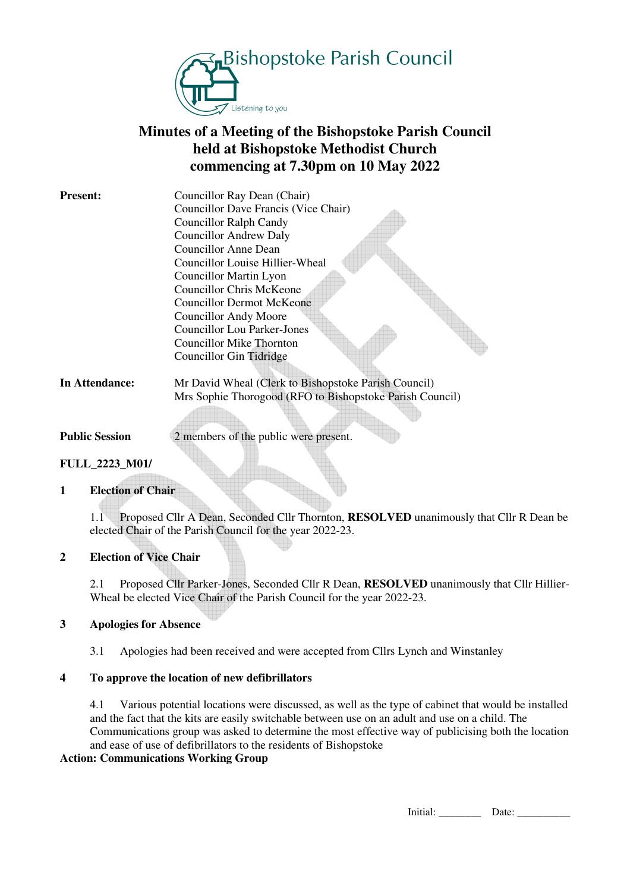Bishopstoke Parish Council

*Listening to you*

# Minutes of a Meeting of the Bishopstoke Parish Council held at Bishopstoke Methodist Church commencing at 7.30pm on 10 May 2022

**Present:**

Councillor Ray Dean (Chair)
Councillor Dave Francis (Vice Chair)
Councillor Ralph Candy
Councillor Andrew Daly
Councillor Anne Dean
Councillor Louise Hillier-Wheal
Councillor Martin Lyon
Councillor Chris McKeone
Councillor Dermot McKeone
Councillor Andy Moore
Councillor Lou Parker-Jones
Councillor Mike Thornton
Councillor Gin Tidridge

**In Attendance:**

Mr David Wheal (Clerk to Bishopstoke Parish Council)
Mrs Sophie Thorogood (RFO to Bishopstoke Parish Council)

**Public Session** 2 members of the public were present.

**FULL_2223_M01/**

## 1 Election of Chair

1.1 Proposed Cllr A Dean, Seconded Cllr Thornton, **RESOLVED** unanimously that Cllr R Dean be elected Chair of the Parish Council for the year 2022-23.

## 2 Election of Vice Chair

2.1 Proposed Cllr Parker-Jones, Seconded Cllr R Dean, **RESOLVED** unanimously that Cllr Hillier-Wheal be elected Vice Chair of the Parish Council for the year 2022-23.

## 3 Apologies for Absence

3.1 Apologies had been received and were accepted from Cllrs Lynch and Winstanley

## 4 To approve the location of new defibrillators

4.1 Various potential locations were discussed, as well as the type of cabinet that would be installed and the fact that the kits are easily switchable between use on an adult and use on a child. The Communications group was asked to determine the most effective way of publicising both the location and ease of use of defibrillators to the residents of Bishopstoke

**Action: Communications Working Group**

Initial: ________ Date: __________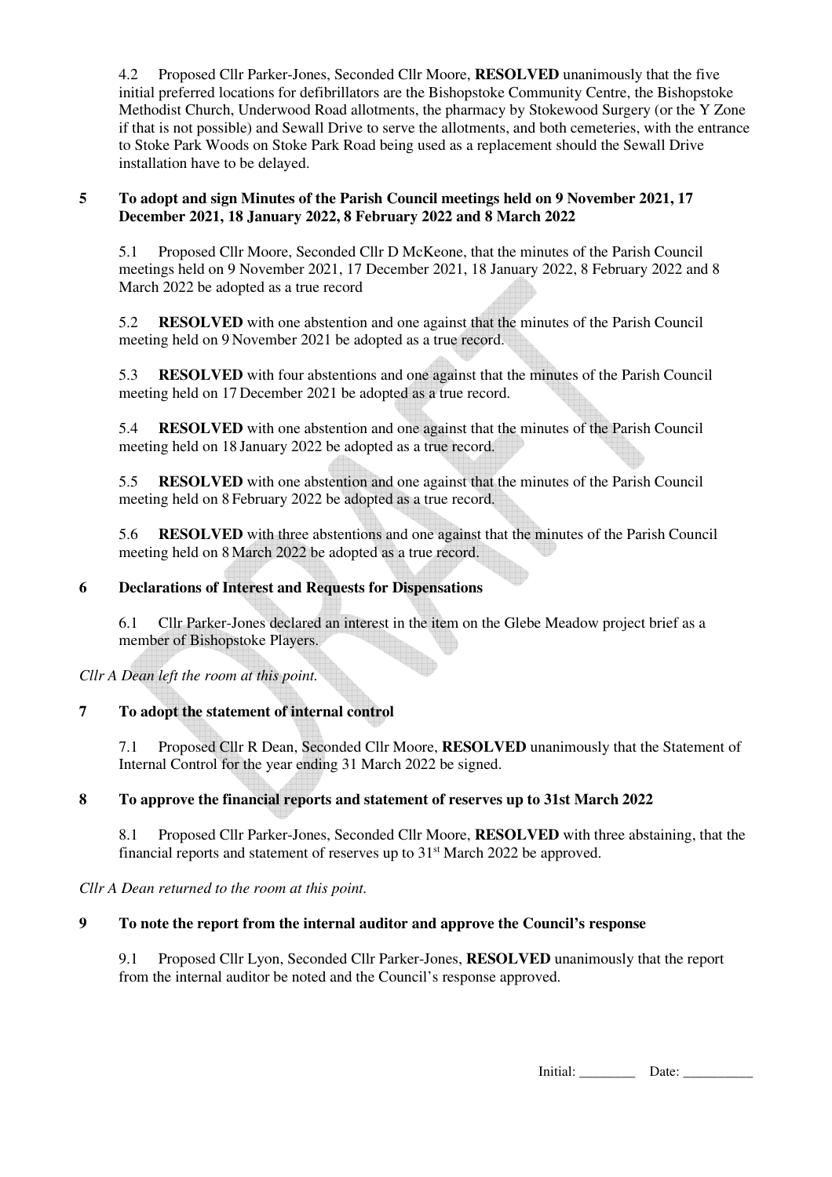4.2 Proposed Cllr Parker-Jones, Seconded Cllr Moore, **RESOLVED** unanimously that the five initial preferred locations for defibrillators are the Bishopstoke Community Centre, the Bishopstoke Methodist Church, Underwood Road allotments, the pharmacy by Stokewood Surgery (or the Y Zone if that is not possible) and Sewall Drive to serve the allotments, and both cemeteries, with the entrance to Stoke Park Woods on Stoke Park Road being used as a replacement should the Sewall Drive installation have to be delayed.

**5 To adopt and sign Minutes of the Parish Council meetings held on 9 November 2021, 17 December 2021, 18 January 2022, 8 February 2022 and 8 March 2022**

5.1 Proposed Cllr Moore, Seconded Cllr D McKeone, that the minutes of the Parish Council meetings held on 9 November 2021, 17 December 2021, 18 January 2022, 8 February 2022 and 8 March 2022 be adopted as a true record

5.2 **RESOLVED** with one abstention and one against that the minutes of the Parish Council meeting held on 9 November 2021 be adopted as a true record.

5.3 **RESOLVED** with four abstentions and one against that the minutes of the Parish Council meeting held on 17 December 2021 be adopted as a true record.

5.4 **RESOLVED** with one abstention and one against that the minutes of the Parish Council meeting held on 18 January 2022 be adopted as a true record.

5.5 **RESOLVED** with one abstention and one against that the minutes of the Parish Council meeting held on 8 February 2022 be adopted as a true record.

5.6 **RESOLVED** with three abstentions and one against that the minutes of the Parish Council meeting held on 8 March 2022 be adopted as a true record.

**6 Declarations of Interest and Requests for Dispensations**

6.1 Cllr Parker-Jones declared an interest in the item on the Glebe Meadow project brief as a member of Bishopstoke Players.

*Cllr A Dean left the room at this point.*

**7 To adopt the statement of internal control**

7.1 Proposed Cllr R Dean, Seconded Cllr Moore, **RESOLVED** unanimously that the Statement of Internal Control for the year ending 31 March 2022 be signed.

**8 To approve the financial reports and statement of reserves up to 31st March 2022**

8.1 Proposed Cllr Parker-Jones, Seconded Cllr Moore, **RESOLVED** with three abstaining, that the financial reports and statement of reserves up to 31st March 2022 be approved.

*Cllr A Dean returned to the room at this point.*

**9 To note the report from the internal auditor and approve the Council's response**

9.1 Proposed Cllr Lyon, Seconded Cllr Parker-Jones, **RESOLVED** unanimously that the report from the internal auditor be noted and the Council's response approved.

Initial: ________ Date: __________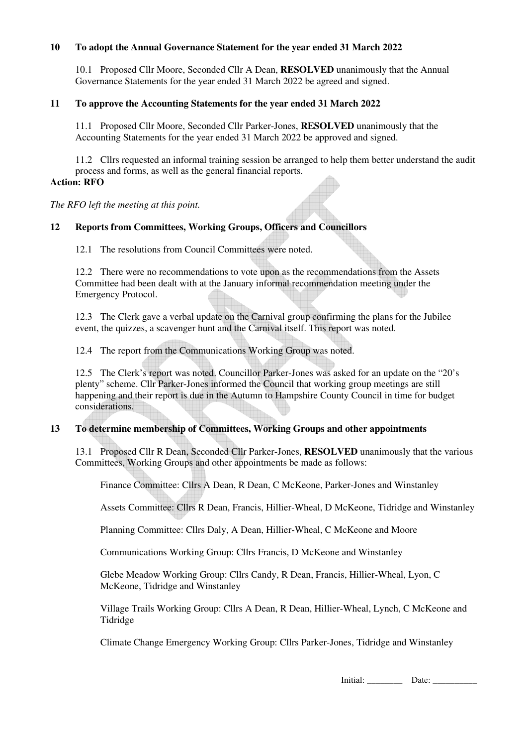## 10 To adopt the Annual Governance Statement for the year ended 31 March 2022

10.1 Proposed Cllr Moore, Seconded Cllr A Dean, **RESOLVED** unanimously that the Annual Governance Statements for the year ended 31 March 2022 be agreed and signed.

## 11 To approve the Accounting Statements for the year ended 31 March 2022

11.1 Proposed Cllr Moore, Seconded Cllr Parker-Jones, **RESOLVED** unanimously that the Accounting Statements for the year ended 31 March 2022 be approved and signed.

11.2 Cllrs requested an informal training session be arranged to help them better understand the audit process and forms, as well as the general financial reports.

**Action: RFO**

*The RFO left the meeting at this point.*

## 12 Reports from Committees, Working Groups, Officers and Councillors

12.1 The resolutions from Council Committees were noted.

12.2 There were no recommendations to vote upon as the recommendations from the Assets Committee had been dealt with at the January informal recommendation meeting under the Emergency Protocol.

12.3 The Clerk gave a verbal update on the Carnival group confirming the plans for the Jubilee event, the quizzes, a scavenger hunt and the Carnival itself. This report was noted.

12.4 The report from the Communications Working Group was noted.

12.5 The Clerk's report was noted. Councillor Parker-Jones was asked for an update on the "20's plenty" scheme. Cllr Parker-Jones informed the Council that working group meetings are still happening and their report is due in the Autumn to Hampshire County Council in time for budget considerations.

## 13 To determine membership of Committees, Working Groups and other appointments

13.1 Proposed Cllr R Dean, Seconded Cllr Parker-Jones, **RESOLVED** unanimously that the various Committees, Working Groups and other appointments be made as follows:

Finance Committee: Cllrs A Dean, R Dean, C McKeone, Parker-Jones and Winstanley

Assets Committee: Cllrs R Dean, Francis, Hillier-Wheal, D McKeone, Tidridge and Winstanley

Planning Committee: Cllrs Daly, A Dean, Hillier-Wheal, C McKeone and Moore

Communications Working Group: Cllrs Francis, D McKeone and Winstanley

Glebe Meadow Working Group: Cllrs Candy, R Dean, Francis, Hillier-Wheal, Lyon, C McKeone, Tidridge and Winstanley

Village Trails Working Group: Cllrs A Dean, R Dean, Hillier-Wheal, Lynch, C McKeone and Tidridge

Climate Change Emergency Working Group: Cllrs Parker-Jones, Tidridge and Winstanley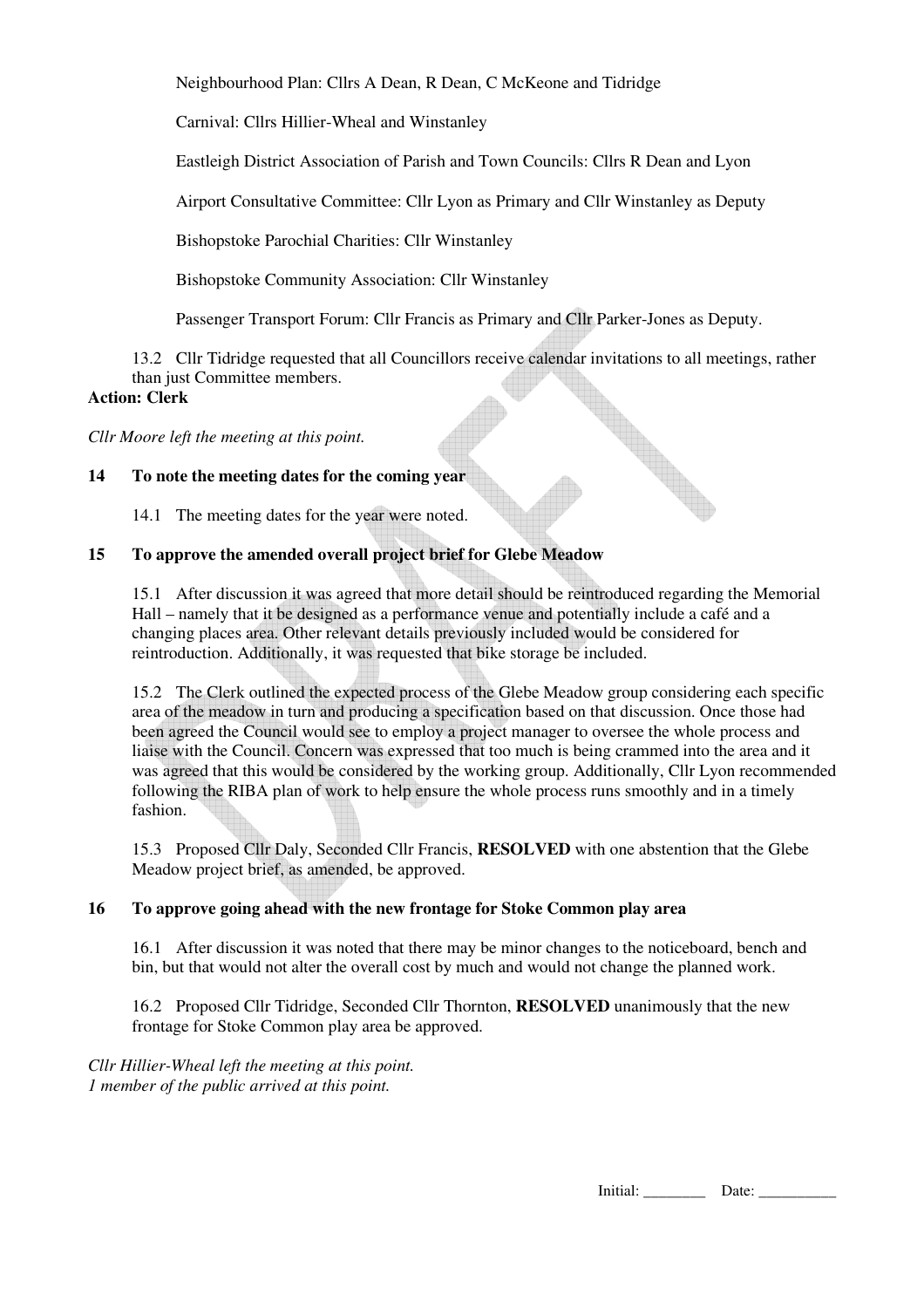Neighbourhood Plan: Cllrs A Dean, R Dean, C McKeone and Tidridge

Carnival: Cllrs Hillier-Wheal and Winstanley

Eastleigh District Association of Parish and Town Councils: Cllrs R Dean and Lyon

Airport Consultative Committee: Cllr Lyon as Primary and Cllr Winstanley as Deputy

Bishopstoke Parochial Charities: Cllr Winstanley

Bishopstoke Community Association: Cllr Winstanley

Passenger Transport Forum: Cllr Francis as Primary and Cllr Parker-Jones as Deputy.

13.2 Cllr Tidridge requested that all Councillors receive calendar invitations to all meetings, rather than just Committee members.

**Action: Clerk**

*Cllr Moore left the meeting at this point.*

**14 To note the meeting dates for the coming year**

14.1 The meeting dates for the year were noted.

**15 To approve the amended overall project brief for Glebe Meadow**

15.1 After discussion it was agreed that more detail should be reintroduced regarding the Memorial Hall – namely that it be designed as a performance venue and potentially include a café and a changing places area. Other relevant details previously included would be considered for reintroduction. Additionally, it was requested that bike storage be included.

15.2 The Clerk outlined the expected process of the Glebe Meadow group considering each specific area of the meadow in turn and producing a specification based on that discussion. Once those had been agreed the Council would see to employ a project manager to oversee the whole process and liaise with the Council. Concern was expressed that too much is being crammed into the area and it was agreed that this would be considered by the working group. Additionally, Cllr Lyon recommended following the RIBA plan of work to help ensure the whole process runs smoothly and in a timely fashion.

15.3 Proposed Cllr Daly, Seconded Cllr Francis, **RESOLVED** with one abstention that the Glebe Meadow project brief, as amended, be approved.

**16 To approve going ahead with the new frontage for Stoke Common play area**

16.1 After discussion it was noted that there may be minor changes to the noticeboard, bench and bin, but that would not alter the overall cost by much and would not change the planned work.

16.2 Proposed Cllr Tidridge, Seconded Cllr Thornton, **RESOLVED** unanimously that the new frontage for Stoke Common play area be approved.

*Cllr Hillier-Wheal left the meeting at this point.*
*1 member of the public arrived at this point.*

Initial: ________ Date: __________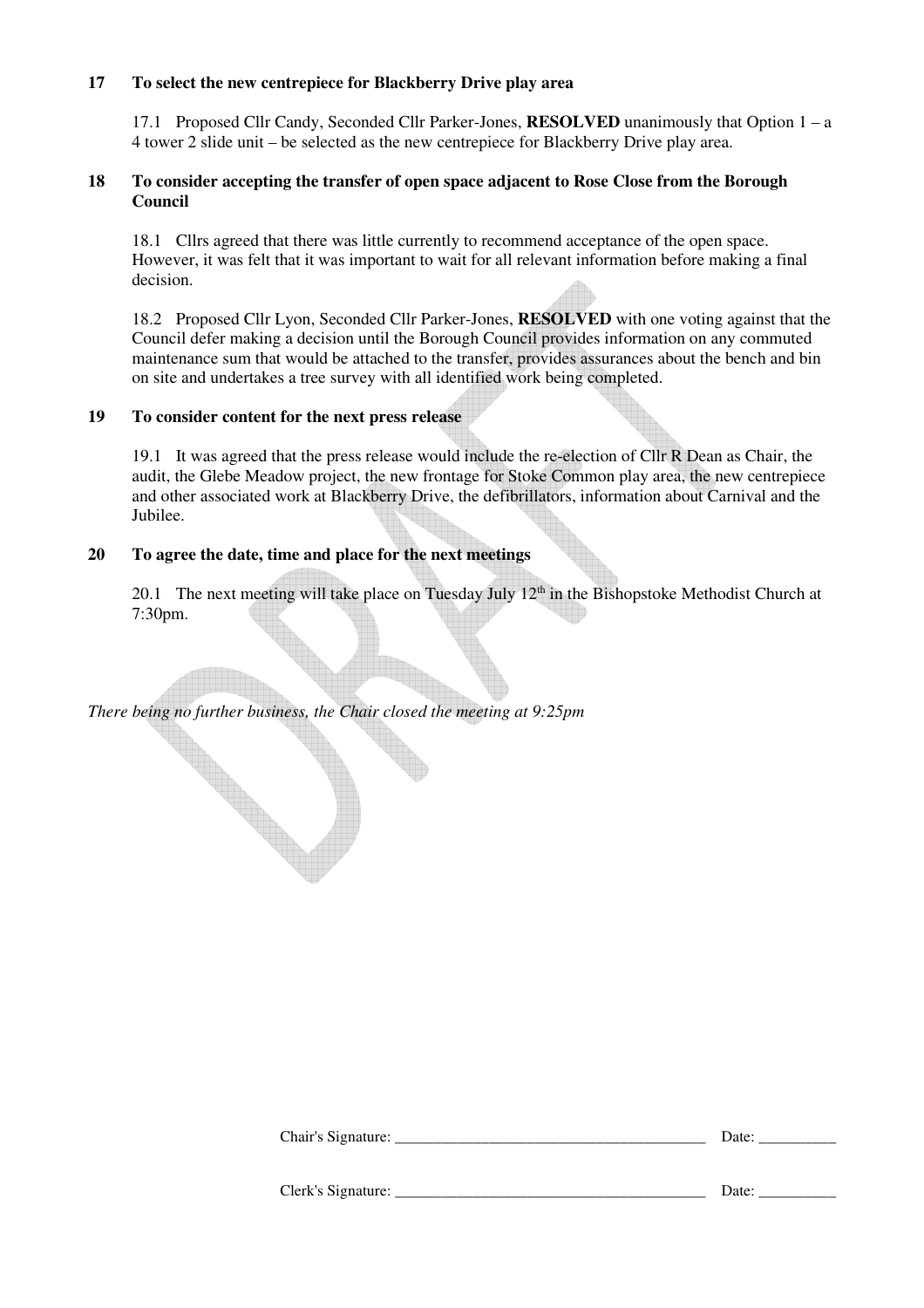## 17 To select the new centrepiece for Blackberry Drive play area

17.1 Proposed Cllr Candy, Seconded Cllr Parker-Jones, **RESOLVED** unanimously that Option 1 – a 4 tower 2 slide unit – be selected as the new centrepiece for Blackberry Drive play area.

## 18 To consider accepting the transfer of open space adjacent to Rose Close from the Borough Council

18.1 Cllrs agreed that there was little currently to recommend acceptance of the open space. However, it was felt that it was important to wait for all relevant information before making a final decision.

18.2 Proposed Cllr Lyon, Seconded Cllr Parker-Jones, **RESOLVED** with one voting against that the Council defer making a decision until the Borough Council provides information on any commuted maintenance sum that would be attached to the transfer, provides assurances about the bench and bin on site and undertakes a tree survey with all identified work being completed.

## 19 To consider content for the next press release

19.1 It was agreed that the press release would include the re-election of Cllr R Dean as Chair, the audit, the Glebe Meadow project, the new frontage for Stoke Common play area, the new centrepiece and other associated work at Blackberry Drive, the defibrillators, information about Carnival and the Jubilee.

## 20 To agree the date, time and place for the next meetings

20.1 The next meeting will take place on Tuesday July 12th in the Bishopstoke Methodist Church at 7:30pm.

*There being no further business, the Chair closed the meeting at 9:25pm*

Chair's Signature: ________________________________________ Date: __________

Clerk's Signature: ________________________________________ Date: __________